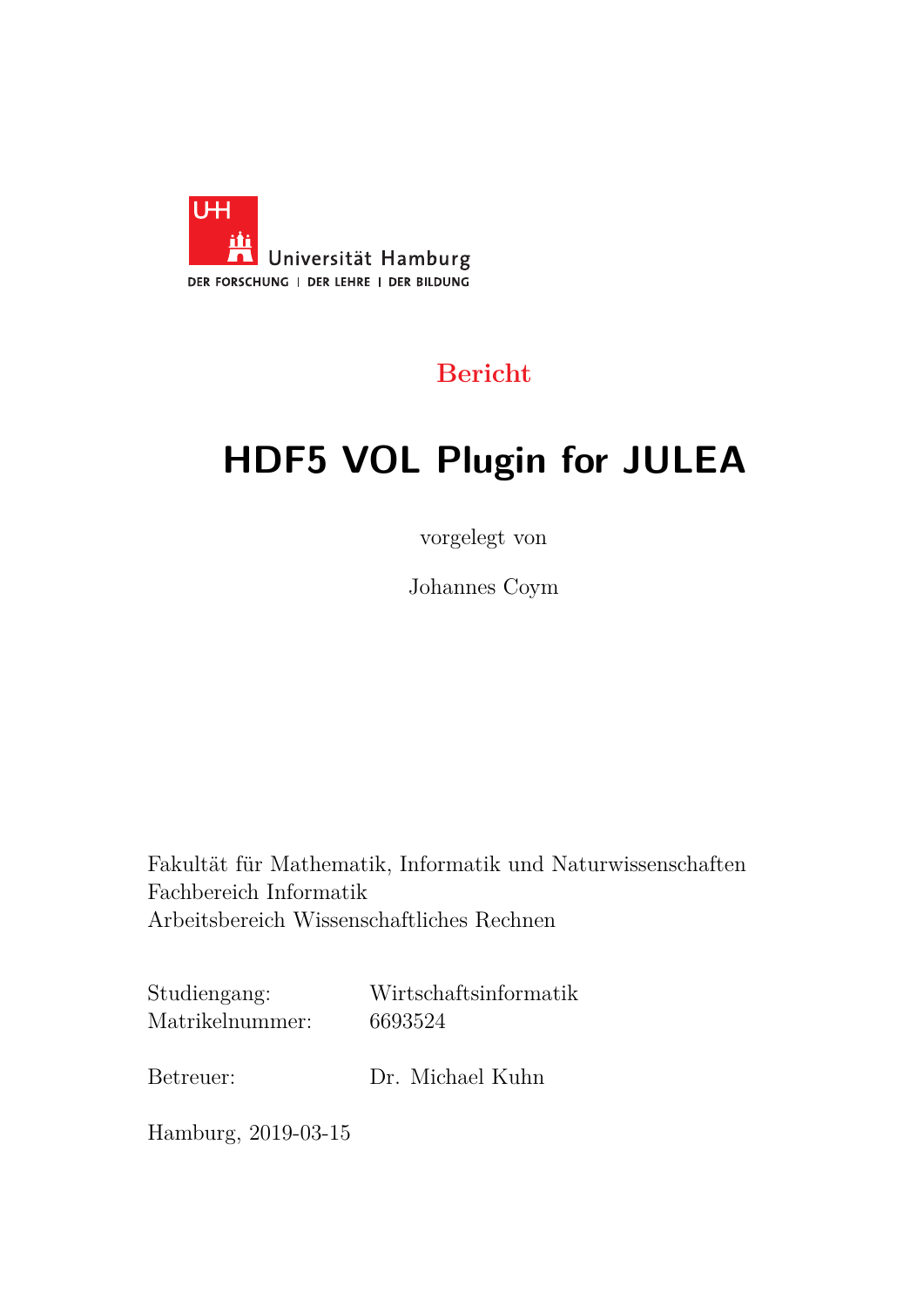Universität Hamburg

DER FORSCHUNG | DER LEHRE | DER BILDUNG

**Bericht**

# HDF5 VOL Plugin for JULEA

vorgelegt von

Johannes Coym

Fakultät für Mathematik, Informatik und Naturwissenschaften
Fachbereich Informatik
Arbeitsbereich Wissenschaftliches Rechnen

Studiengang: Wirtschaftsinformatik
Matrikelnummer: 6693524

Betreuer: Dr. Michael Kuhn

Hamburg, 2019-03-15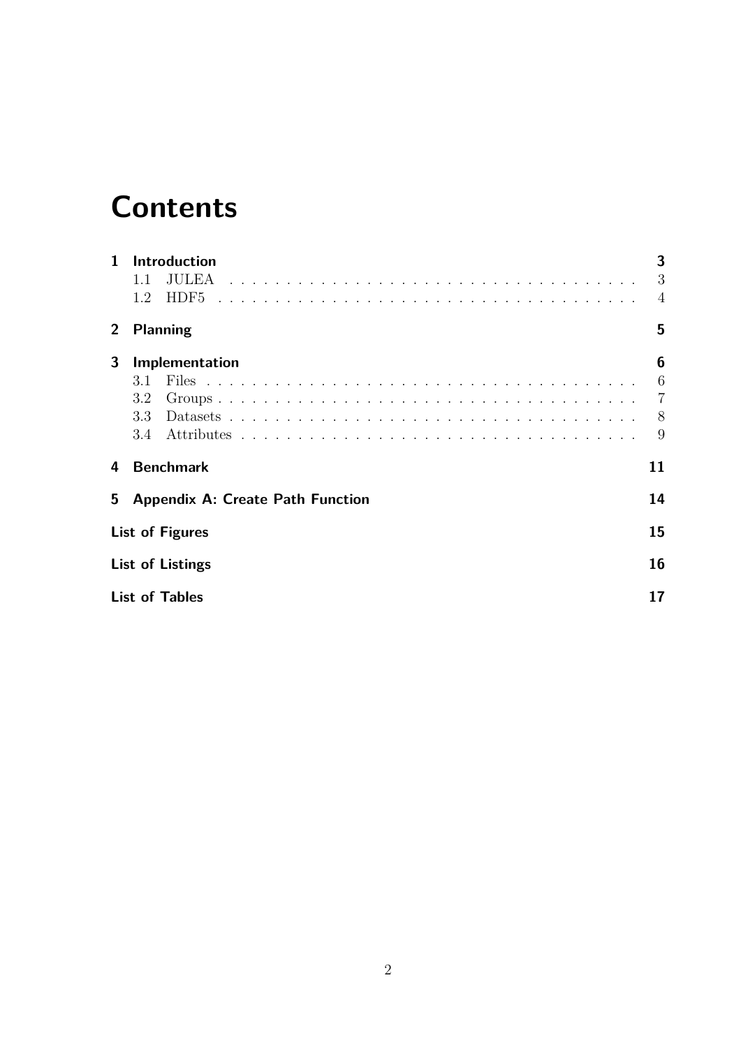# Contents

- **1 Introduction** — **3**
  - 1.1 JULEA — 3
  - 1.2 HDF5 — 4
- **2 Planning** — **5**
- **3 Implementation** — **6**
  - 3.1 Files — 6
  - 3.2 Groups — 7
  - 3.3 Datasets — 8
  - 3.4 Attributes — 9
- **4 Benchmark** — **11**
- **5 Appendix A: Create Path Function** — **14**
- **List of Figures** — **15**
- **List of Listings** — **16**
- **List of Tables** — **17**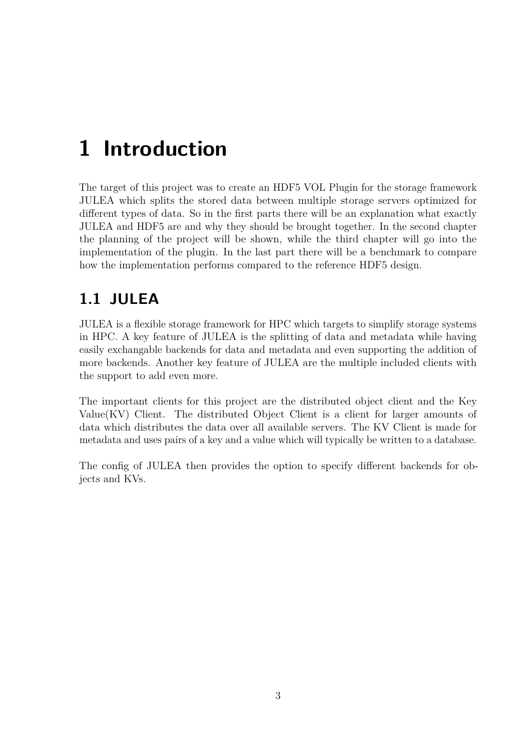# 1 Introduction

The target of this project was to create an HDF5 VOL Plugin for the storage framework JULEA which splits the stored data between multiple storage servers optimized for different types of data. So in the first parts there will be an explanation what exactly JULEA and HDF5 are and why they should be brought together. In the second chapter the planning of the project will be shown, while the third chapter will go into the implementation of the plugin. In the last part there will be a benchmark to compare how the implementation performs compared to the reference HDF5 design.

## 1.1 JULEA

JULEA is a flexible storage framework for HPC which targets to simplify storage systems in HPC. A key feature of JULEA is the splitting of data and metadata while having easily exchangable backends for data and metadata and even supporting the addition of more backends. Another key feature of JULEA are the multiple included clients with the support to add even more.

The important clients for this project are the distributed object client and the Key Value(KV) Client. The distributed Object Client is a client for larger amounts of data which distributes the data over all available servers. The KV Client is made for metadata and uses pairs of a key and a value which will typically be written to a database.

The config of JULEA then provides the option to specify different backends for objects and KVs.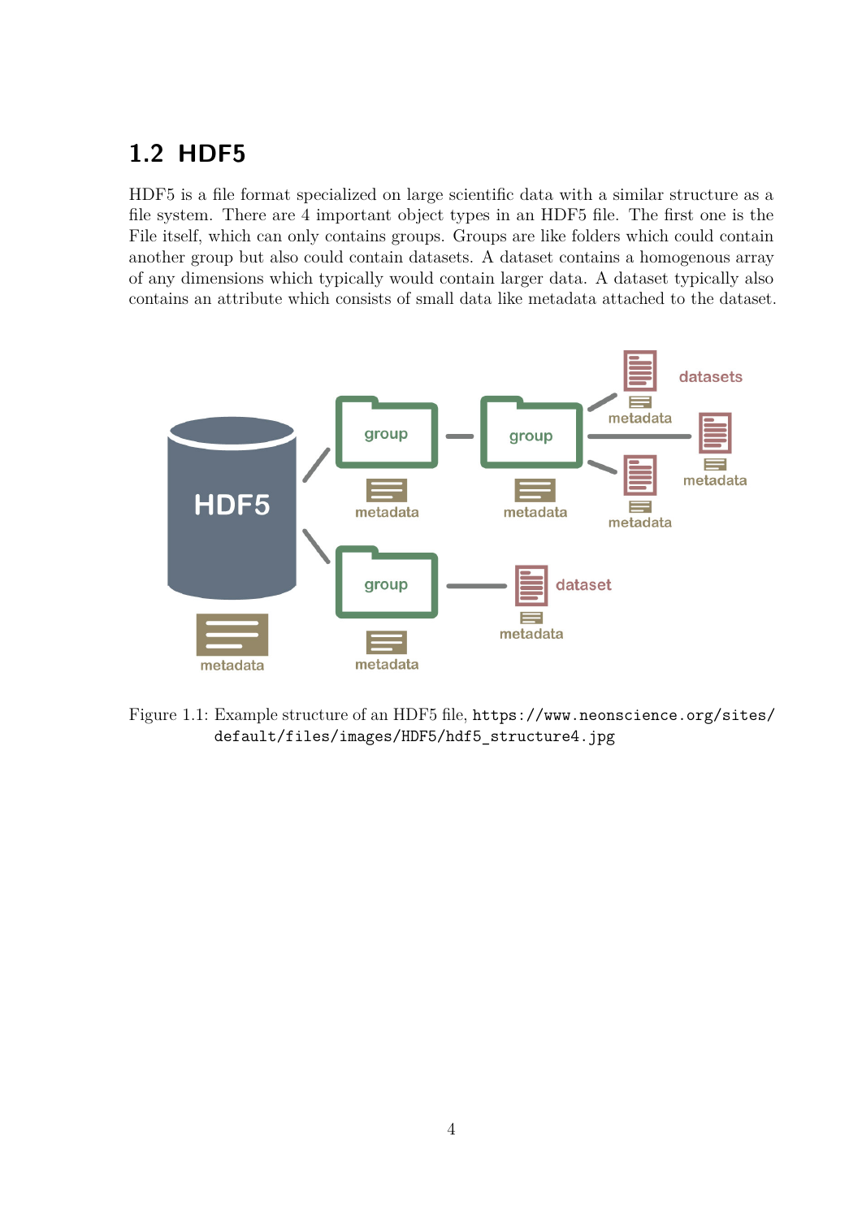## 1.2 HDF5

HDF5 is a file format specialized on large scientific data with a similar structure as a file system. There are 4 important object types in an HDF5 file. The first one is the File itself, which can only contains groups. Groups are like folders which could contain another group but also could contain datasets. A dataset contains a homogenous array of any dimensions which typically would contain larger data. A dataset typically also contains an attribute which consists of small data like metadata attached to the dataset.

Figure 1.1: Example structure of an HDF5 file, `https://www.neonscience.org/sites/default/files/images/HDF5/hdf5_structure4.jpg`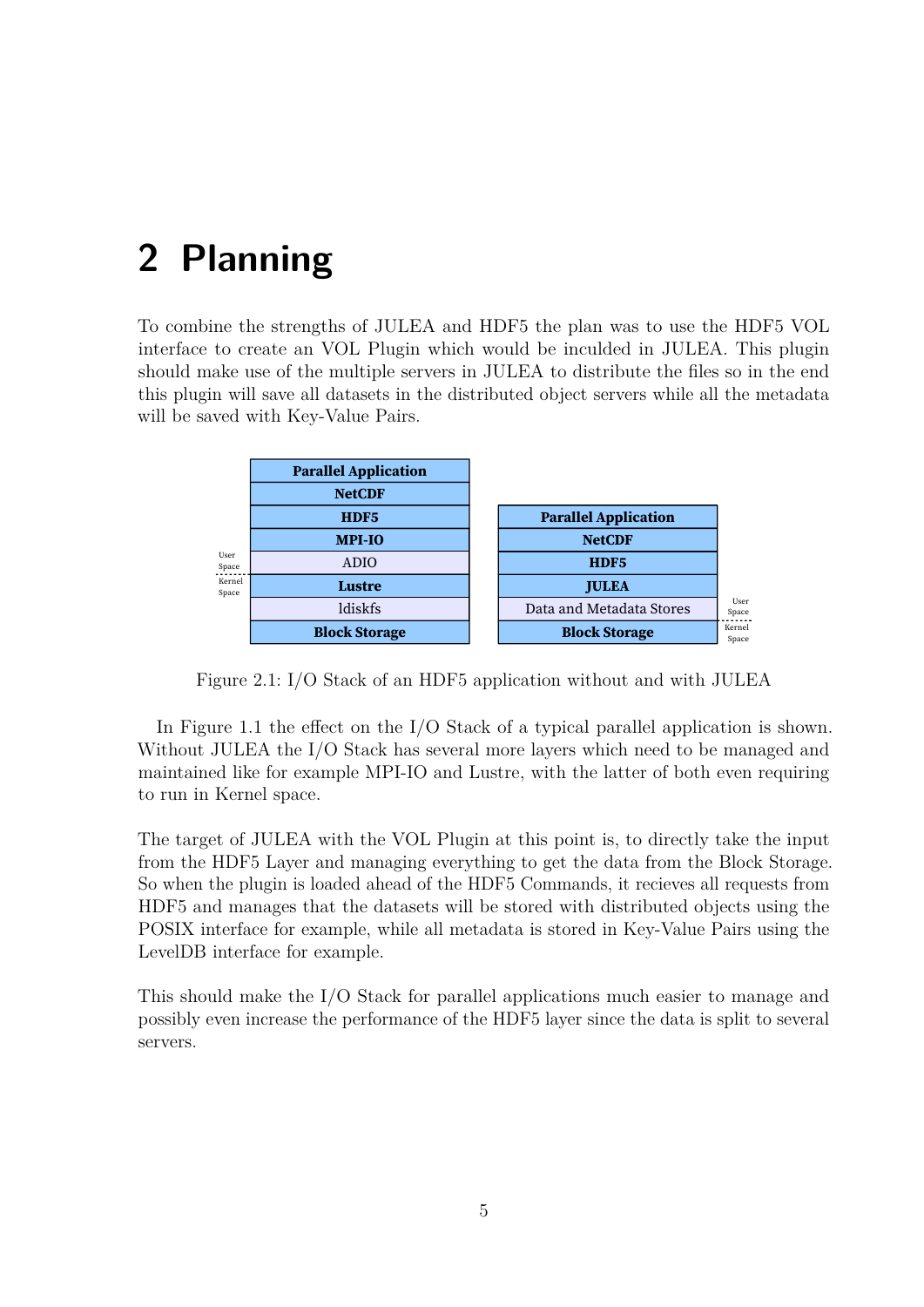# 2 Planning

To combine the strengths of JULEA and HDF5 the plan was to use the HDF5 VOL interface to create an VOL Plugin which would be inculded in JULEA. This plugin should make use of the multiple servers in JULEA to distribute the files so in the end this plugin will save all datasets in the distributed object servers while all the metadata will be saved with Key-Value Pairs.

| Without JULEA |
|---|
| **Parallel Application** |
| **NetCDF** |
| **HDF5** |
| **MPI-IO** |
| ADIO |
| **Lustre** |
| ldiskfs |
| **Block Storage** |

| With JULEA |
|---|
| **Parallel Application** |
| **NetCDF** |
| **HDF5** |
| **JULEA** |
| Data and Metadata Stores |
| **Block Storage** |

User Space / Kernel Space

Figure 2.1: I/O Stack of an HDF5 application without and with JULEA

In Figure 1.1 the effect on the I/O Stack of a typical parallel application is shown. Without JULEA the I/O Stack has several more layers which need to be managed and maintained like for example MPI-IO and Lustre, with the latter of both even requiring to run in Kernel space.

The target of JULEA with the VOL Plugin at this point is, to directly take the input from the HDF5 Layer and managing everything to get the data from the Block Storage. So when the plugin is loaded ahead of the HDF5 Commands, it recieves all requests from HDF5 and manages that the datasets will be stored with distributed objects using the POSIX interface for example, while all metadata is stored in Key-Value Pairs using the LevelDB interface for example.

This should make the I/O Stack for parallel applications much easier to manage and possibly even increase the performance of the HDF5 layer since the data is split to several servers.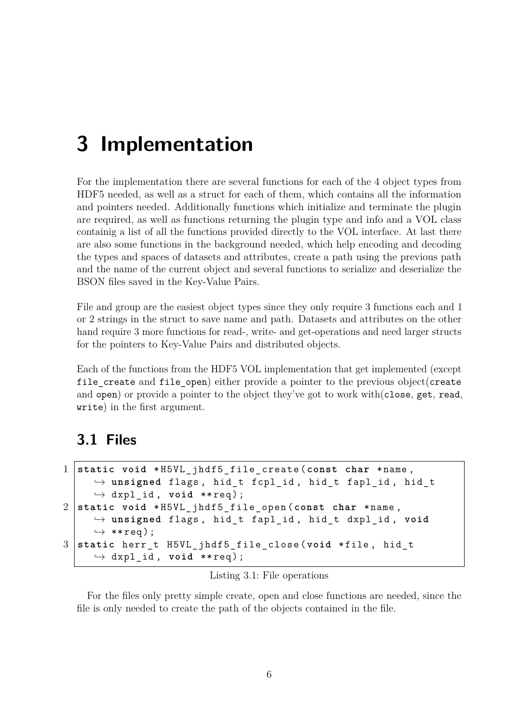# 3 Implementation

For the implementation there are several functions for each of the 4 object types from HDF5 needed, as well as a struct for each of them, which contains all the information and pointers needed. Additionally functions which initialize and terminate the plugin are required, as well as functions returning the plugin type and info and a VOL class containig a list of all the functions provided directly to the VOL interface. At last there are also some functions in the background needed, which help encoding and decoding the types and spaces of datasets and attributes, create a path using the previous path and the name of the current object and several functions to serialize and deserialize the BSON files saved in the Key-Value Pairs.

File and group are the easiest object types since they only require 3 functions each and 1 or 2 strings in the struct to save name and path. Datasets and attributes on the other hand require 3 more functions for read-, write- and get-operations and need larger structs for the pointers to Key-Value Pairs and distributed objects.

Each of the functions from the HDF5 VOL implementation that get implemented (except `file_create` and `file_open`) either provide a pointer to the previous object(`create` and `open`) or provide a pointer to the object they've got to work with(`close`, `get`, `read`, `write`) in the first argument.

## 3.1 Files

```
static void *H5VL_jhdf5_file_create(const char *name, unsigned flags, hid_t fcpl_id, hid_t fapl_id, hid_t dxpl_id, void **req);
static void *H5VL_jhdf5_file_open(const char *name, unsigned flags, hid_t fapl_id, hid_t dxpl_id, void **req);
static herr_t H5VL_jhdf5_file_close(void *file, hid_t dxpl_id, void **req);
```

Listing 3.1: File operations

For the files only pretty simple create, open and close functions are needed, since the file is only needed to create the path of the objects contained in the file.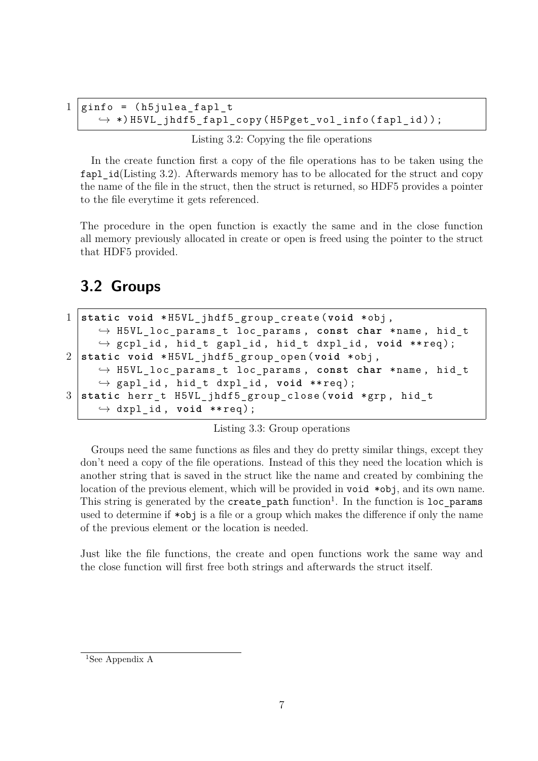```c
ginfo = (h5julea_fapl_t *)H5VL_jhdf5_fapl_copy(H5Pget_vol_info(fapl_id));
```

Listing 3.2: Copying the file operations

In the create function first a copy of the file operations has to be taken using the `fapl_id`(Listing 3.2). Afterwards memory has to be allocated for the struct and copy the name of the file in the struct, then the struct is returned, so HDF5 provides a pointer to the file everytime it gets referenced.

The procedure in the open function is exactly the same and in the close function all memory previously allocated in create or open is freed using the pointer to the struct that HDF5 provided.

## 3.2 Groups

```c
static void *H5VL_jhdf5_group_create(void *obj, H5VL_loc_params_t loc_params, const char *name, hid_t gcpl_id, hid_t gapl_id, hid_t dxpl_id, void **req);
static void *H5VL_jhdf5_group_open(void *obj, H5VL_loc_params_t loc_params, const char *name, hid_t gapl_id, hid_t dxpl_id, void **req);
static herr_t H5VL_jhdf5_group_close(void *grp, hid_t dxpl_id, void **req);
```

Listing 3.3: Group operations

Groups need the same functions as files and they do pretty similar things, except they don't need a copy of the file operations. Instead of this they need the location which is another string that is saved in the struct like the name and created by combining the location of the previous element, which will be provided in `void *obj`, and its own name. This string is generated by the `create_path` function[1]. In the function is `loc_params` used to determine if `*obj` is a file or a group which makes the difference if only the name of the previous element or the location is needed.

Just like the file functions, the create and open functions work the same way and the close function will first free both strings and afterwards the struct itself.

[1] See Appendix A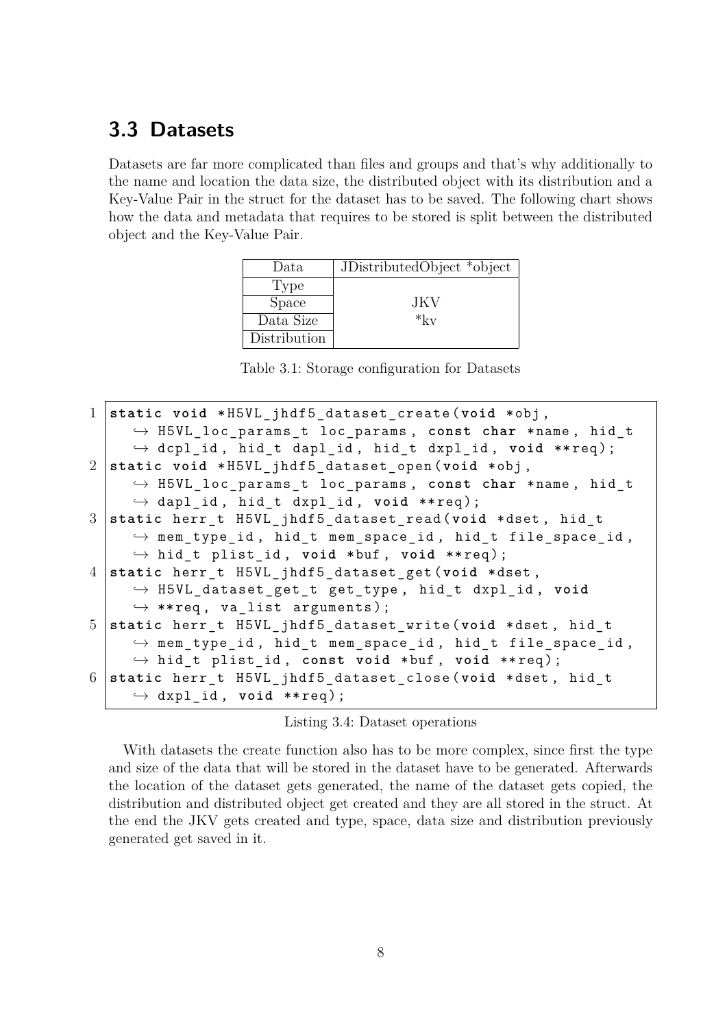## 3.3 Datasets

Datasets are far more complicated than files and groups and that's why additionally to the name and location the data size, the distributed object with its distribution and a Key-Value Pair in the struct for the dataset has to be saved. The following chart shows how the data and metadata that requires to be stored is split between the distributed object and the Key-Value Pair.

| Data | JDistributedObject *object |
|---|---|
| Type | JKV *kv |
| Space | |
| Data Size | |
| Distribution | |

Table 3.1: Storage configuration for Datasets

```
1 static void *H5VL_jhdf5_dataset_create(void *obj,
    ↪ H5VL_loc_params_t loc_params, const char *name, hid_t
    ↪ dcpl_id, hid_t dapl_id, hid_t dxpl_id, void **req);
2 static void *H5VL_jhdf5_dataset_open(void *obj,
    ↪ H5VL_loc_params_t loc_params, const char *name, hid_t
    ↪ dapl_id, hid_t dxpl_id, void **req);
3 static herr_t H5VL_jhdf5_dataset_read(void *dset, hid_t
    ↪ mem_type_id, hid_t mem_space_id, hid_t file_space_id,
    ↪ hid_t plist_id, void *buf, void **req);
4 static herr_t H5VL_jhdf5_dataset_get(void *dset,
    ↪ H5VL_dataset_get_t get_type, hid_t dxpl_id, void
    ↪ **req, va_list arguments);
5 static herr_t H5VL_jhdf5_dataset_write(void *dset, hid_t
    ↪ mem_type_id, hid_t mem_space_id, hid_t file_space_id,
    ↪ hid_t plist_id, const void *buf, void **req);
6 static herr_t H5VL_jhdf5_dataset_close(void *dset, hid_t
    ↪ dxpl_id, void **req);
```

Listing 3.4: Dataset operations

With datasets the create function also has to be more complex, since first the type and size of the data that will be stored in the dataset have to be generated. Afterwards the location of the dataset gets generated, the name of the dataset gets copied, the distribution and distributed object get created and they are all stored in the struct. At the end the JKV gets created and type, space, data size and distribution previously generated get saved in it.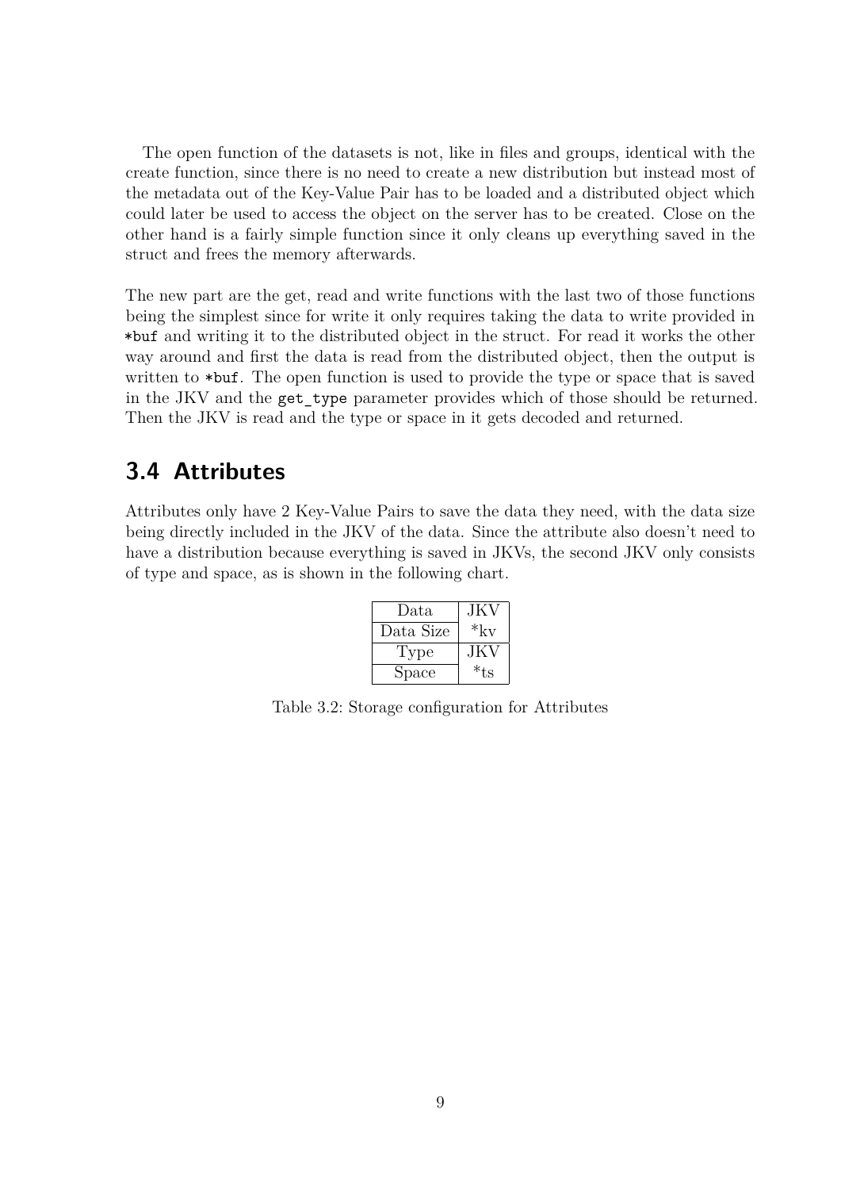The open function of the datasets is not, like in files and groups, identical with the create function, since there is no need to create a new distribution but instead most of the metadata out of the Key-Value Pair has to be loaded and a distributed object which could later be used to access the object on the server has to be created. Close on the other hand is a fairly simple function since it only cleans up everything saved in the struct and frees the memory afterwards.

The new part are the get, read and write functions with the last two of those functions being the simplest since for write it only requires taking the data to write provided in `*buf` and writing it to the distributed object in the struct. For read it works the other way around and first the data is read from the distributed object, then the output is written to `*buf`. The open function is used to provide the type or space that is saved in the JKV and the `get_type` parameter provides which of those should be returned. Then the JKV is read and the type or space in it gets decoded and returned.

## 3.4 Attributes

Attributes only have 2 Key-Value Pairs to save the data they need, with the data size being directly included in the JKV of the data. Since the attribute also doesn't need to have a distribution because everything is saved in JKVs, the second JKV only consists of type and space, as is shown in the following chart.

| Data | JKV |
|---|---|
| Data Size | *kv |
| Type | JKV |
| Space | *ts |

Table 3.2: Storage configuration for Attributes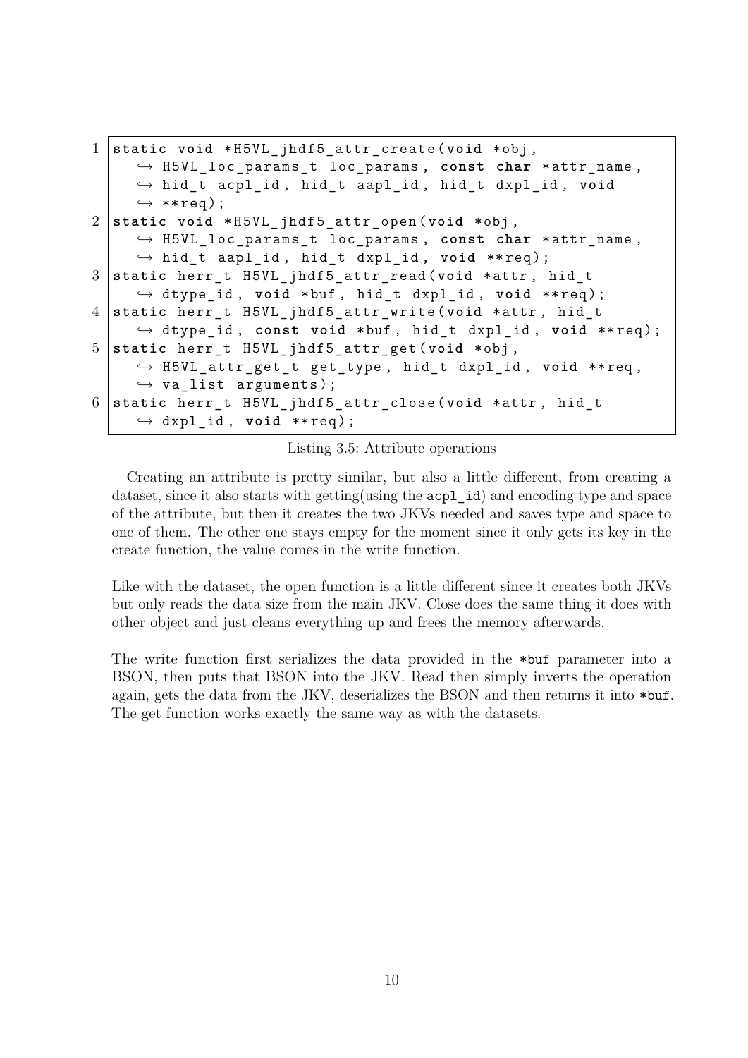```c
static void *H5VL_jhdf5_attr_create(void *obj, H5VL_loc_params_t loc_params, const char *attr_name, hid_t acpl_id, hid_t aapl_id, hid_t dxpl_id, void **req);
static void *H5VL_jhdf5_attr_open(void *obj, H5VL_loc_params_t loc_params, const char *attr_name, hid_t aapl_id, hid_t dxpl_id, void **req);
static herr_t H5VL_jhdf5_attr_read(void *attr, hid_t dtype_id, void *buf, hid_t dxpl_id, void **req);
static herr_t H5VL_jhdf5_attr_write(void *attr, hid_t dtype_id, const void *buf, hid_t dxpl_id, void **req);
static herr_t H5VL_jhdf5_attr_get(void *obj, H5VL_attr_get_t get_type, hid_t dxpl_id, void **req, va_list arguments);
static herr_t H5VL_jhdf5_attr_close(void *attr, hid_t dxpl_id, void **req);
```

Listing 3.5: Attribute operations

Creating an attribute is pretty similar, but also a little different, from creating a dataset, since it also starts with getting(using the `acpl_id`) and encoding type and space of the attribute, but then it creates the two JKVs needed and saves type and space to one of them. The other one stays empty for the moment since it only gets its key in the create function, the value comes in the write function.

Like with the dataset, the open function is a little different since it creates both JKVs but only reads the data size from the main JKV. Close does the same thing it does with other object and just cleans everything up and frees the memory afterwards.

The write function first serializes the data provided in the `*buf` parameter into a BSON, then puts that BSON into the JKV. Read then simply inverts the operation again, gets the data from the JKV, deserializes the BSON and then returns it into `*buf`. The get function works exactly the same way as with the datasets.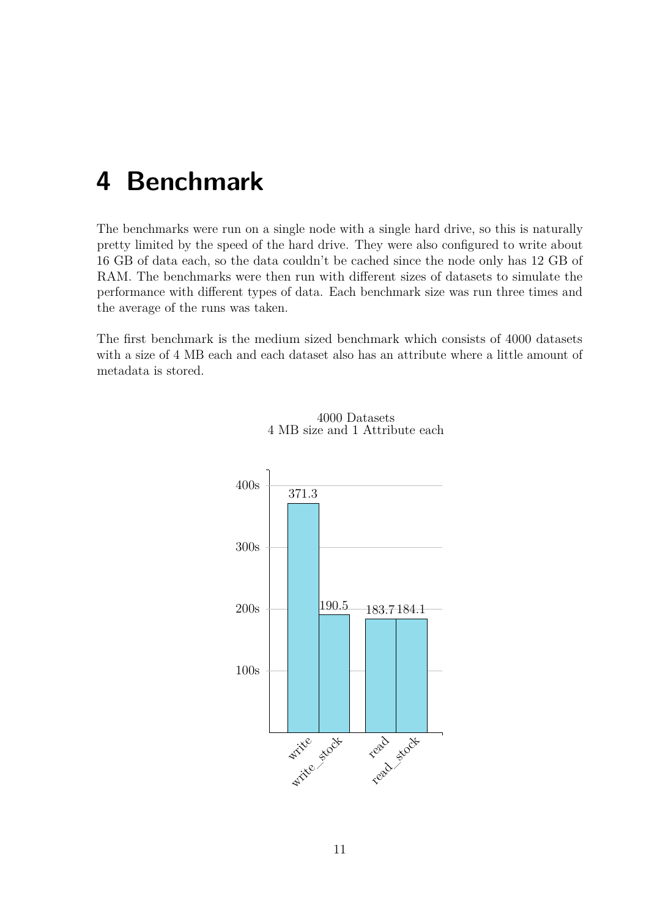# 4 Benchmark

The benchmarks were run on a single node with a single hard drive, so this is naturally pretty limited by the speed of the hard drive. They were also configured to write about 16 GB of data each, so the data couldn't be cached since the node only has 12 GB of RAM. The benchmarks were then run with different sizes of datasets to simulate the performance with different types of data. Each benchmark size was run three times and the average of the runs was taken.

The first benchmark is the medium sized benchmark which consists of 4000 datasets with a size of 4 MB each and each dataset also has an attribute where a little amount of metadata is stored.

4000 Datasets
4 MB size and 1 Attribute each

| | write | write_stock | read | read_stock |
|---|---|---|---|---|
| Time (s) | 371.3 | 190.5 | 183.7 | 184.1 |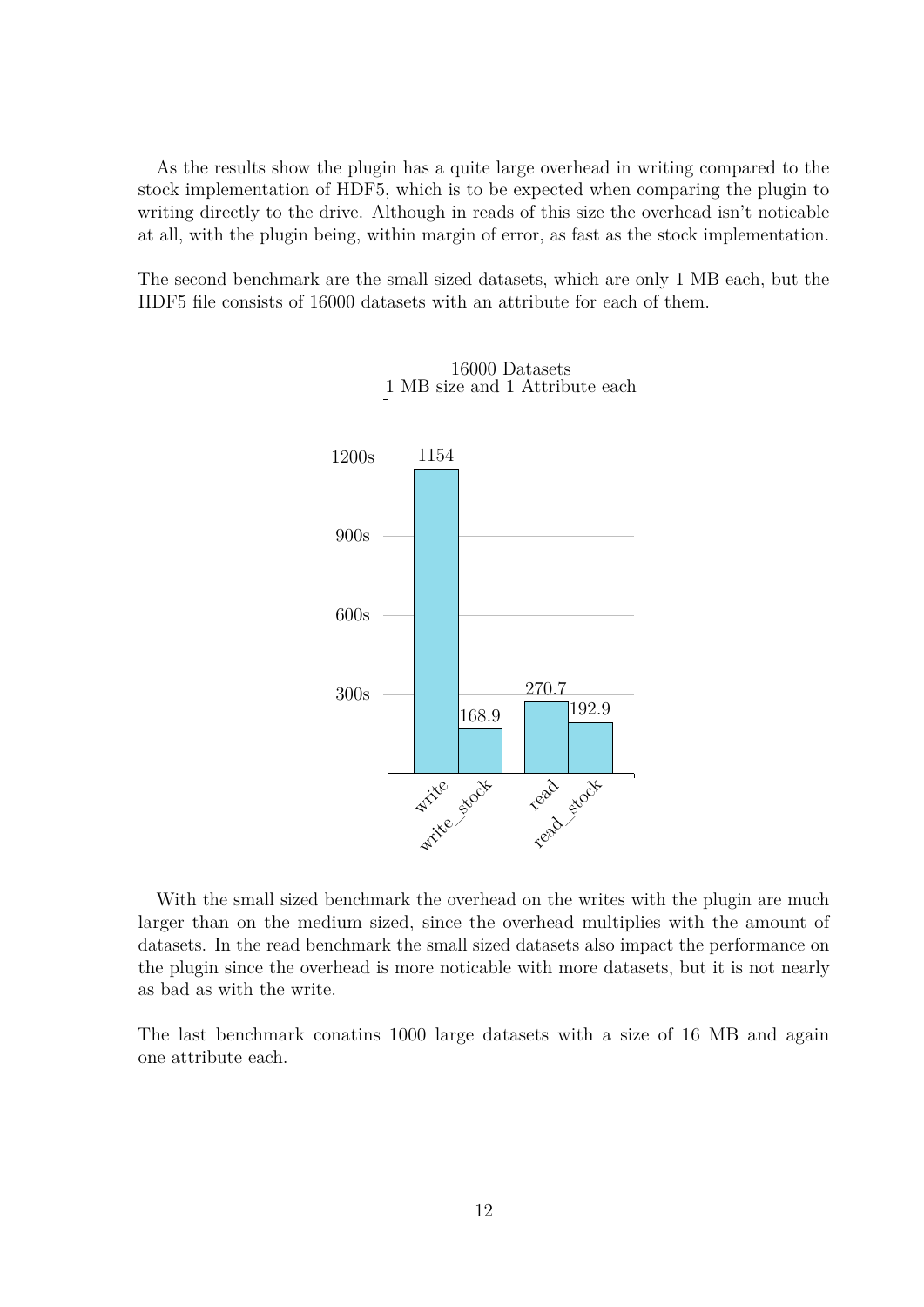As the results show the plugin has a quite large overhead in writing compared to the stock implementation of HDF5, which is to be expected when comparing the plugin to writing directly to the drive. Although in reads of this size the overhead isn't noticable at all, with the plugin being, within margin of error, as fast as the stock implementation.

The second benchmark are the small sized datasets, which are only 1 MB each, but the HDF5 file consists of 16000 datasets with an attribute for each of them.

16000 Datasets
1 MB size and 1 Attribute each

| | write | write_stock | read | read_stock |
|---|---|---|---|---|
| Time (s) | 1154 | 168.9 | 270.7 | 192.9 |

With the small sized benchmark the overhead on the writes with the plugin are much larger than on the medium sized, since the overhead multiplies with the amount of datasets. In the read benchmark the small sized datasets also impact the performance on the plugin since the overhead is more noticable with more datasets, but it is not nearly as bad as with the write.

The last benchmark conatins 1000 large datasets with a size of 16 MB and again one attribute each.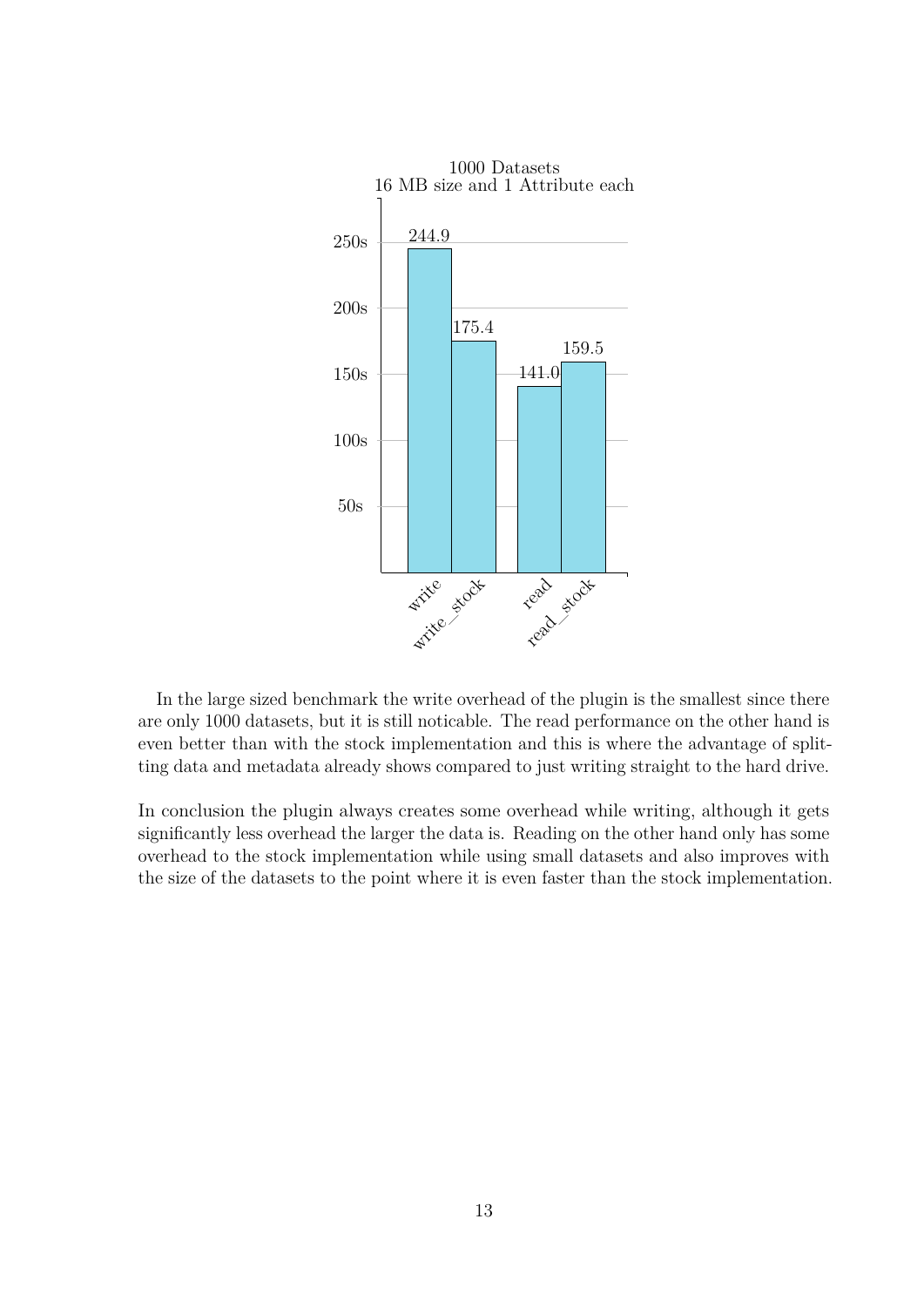In the large sized benchmark the write overhead of the plugin is the smallest since there are only 1000 datasets, but it is still noticable. The read performance on the other hand is even better than with the stock implementation and this is where the advantage of splitting data and metadata already shows compared to just writing straight to the hard drive.

In conclusion the plugin always creates some overhead while writing, although it gets significantly less overhead the larger the data is. Reading on the other hand only has some overhead to the stock implementation while using small datasets and also improves with the size of the datasets to the point where it is even faster than the stock implementation.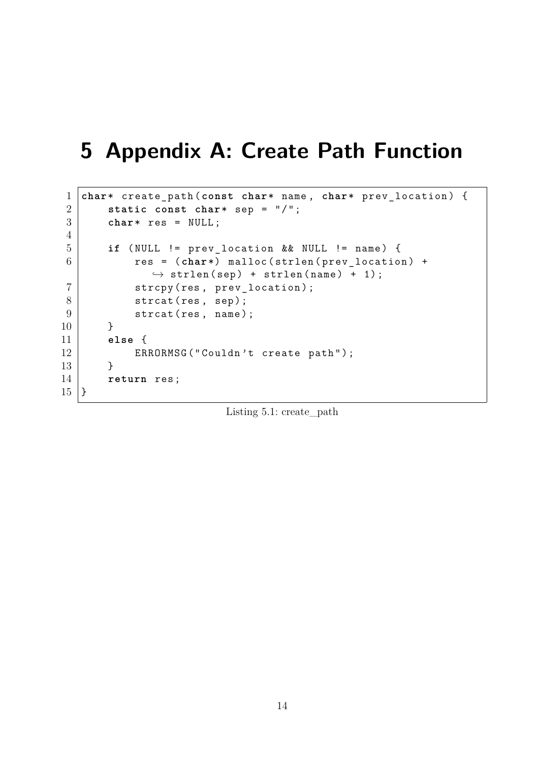# 5 Appendix A: Create Path Function

```c
char* create_path(const char* name, char* prev_location) {
    static const char* sep = "/";
    char* res = NULL;

    if (NULL != prev_location && NULL != name) {
        res = (char*) malloc(strlen(prev_location) + strlen(sep) + strlen(name) + 1);
        strcpy(res, prev_location);
        strcat(res, sep);
        strcat(res, name);
    }
    else {
        ERRORMSG("Couldn't create path");
    }
    return res;
}
```

Listing 5.1: create_path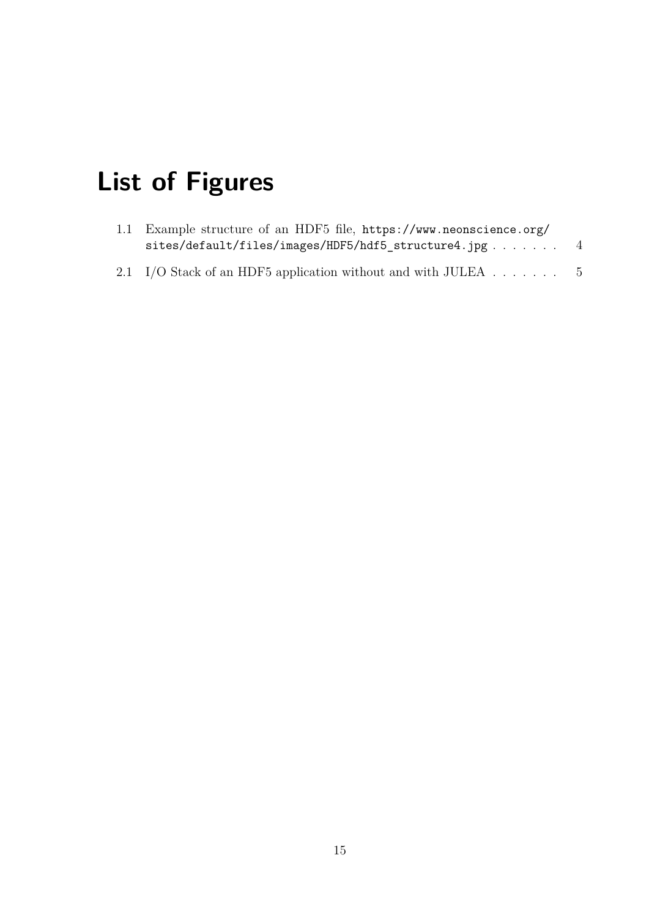# List of Figures

1.1 Example structure of an HDF5 file, `https://www.neonscience.org/sites/default/files/images/HDF5/hdf5_structure4.jpg` . . . . . . . 4

2.1 I/O Stack of an HDF5 application without and with JULEA . . . . . . . 5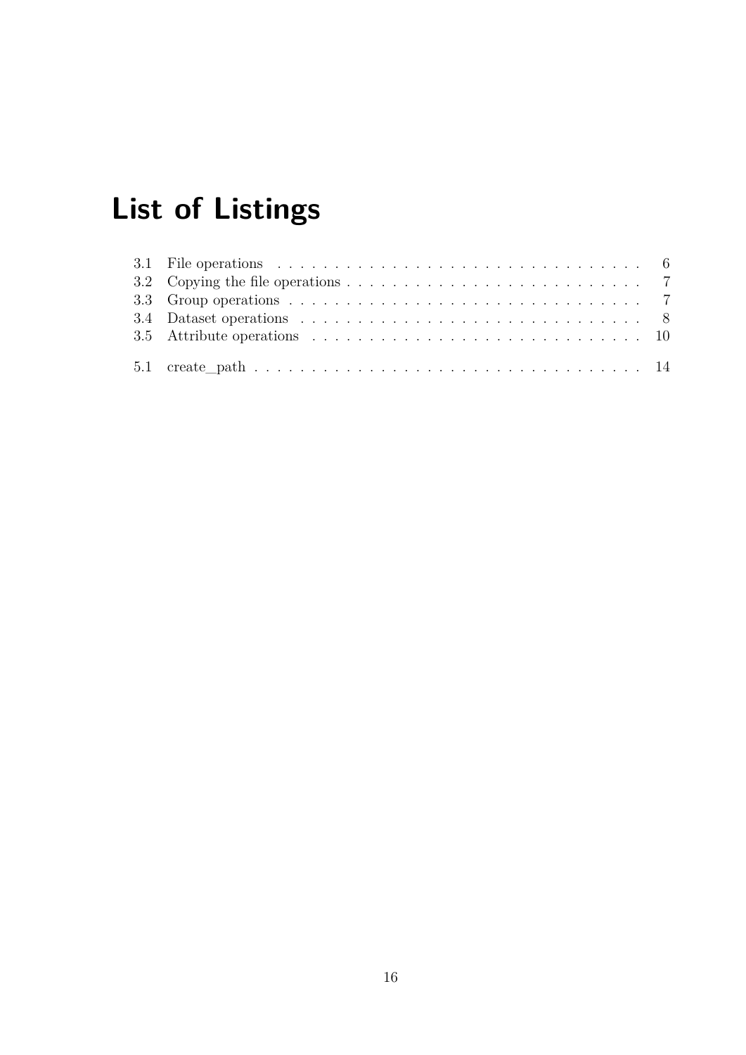# List of Listings

3.1 File operations . . . . . . . . . . . . . . . . . . . . . . . . . . . . . . . . 6
3.2 Copying the file operations . . . . . . . . . . . . . . . . . . . . . . . . . . 7
3.3 Group operations . . . . . . . . . . . . . . . . . . . . . . . . . . . . . . . 7
3.4 Dataset operations . . . . . . . . . . . . . . . . . . . . . . . . . . . . . . 8
3.5 Attribute operations . . . . . . . . . . . . . . . . . . . . . . . . . . . . . 10

5.1 create_path . . . . . . . . . . . . . . . . . . . . . . . . . . . . . . . . . . 14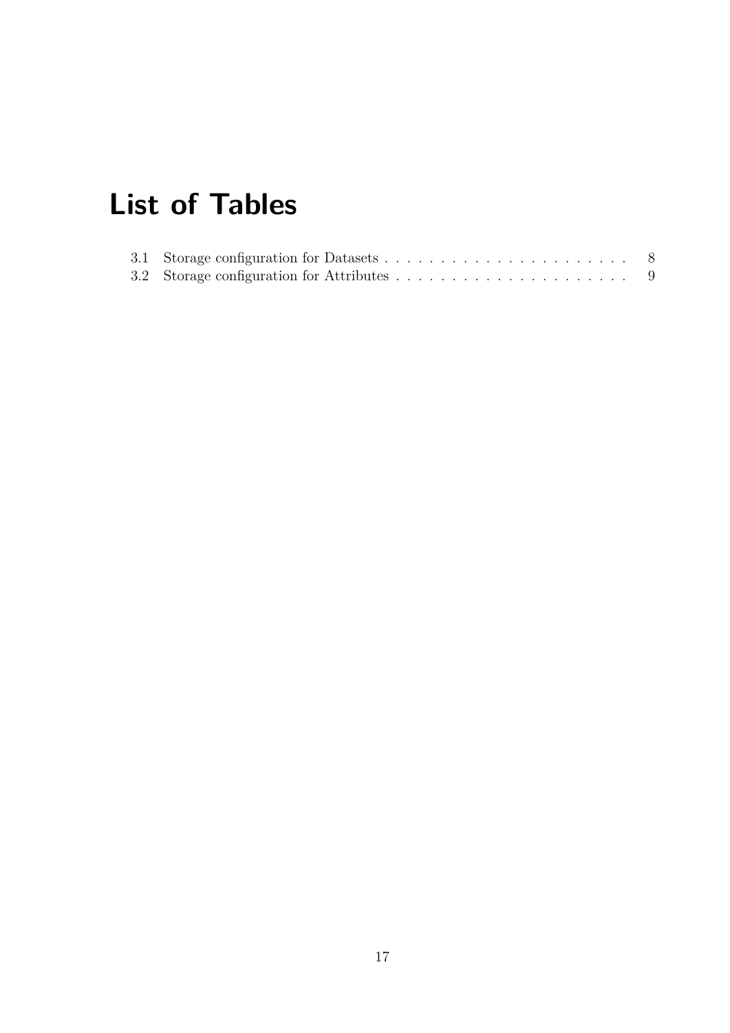# List of Tables

3.1 Storage configuration for Datasets . . . . . . . . . . . . . . . . . . . . . . . 8
3.2 Storage configuration for Attributes . . . . . . . . . . . . . . . . . . . . . . 9